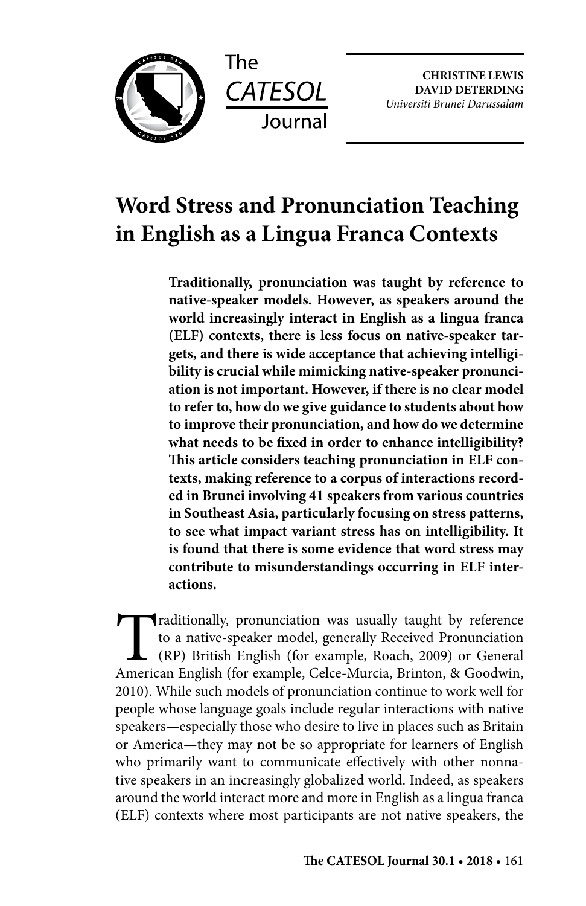The CATESOL Journal

**CHRISTINE LEWIS**
**DAVID DETERDING**
*Universiti Brunei Darussalam*

# Word Stress and Pronunciation Teaching in English as a Lingua Franca Contexts

**Traditionally, pronunciation was taught by reference to native-speaker models. However, as speakers around the world increasingly interact in English as a lingua franca (ELF) contexts, there is less focus on native-speaker targets, and there is wide acceptance that achieving intelligibility is crucial while mimicking native-speaker pronunciation is not important. However, if there is no clear model to refer to, how do we give guidance to students about how to improve their pronunciation, and how do we determine what needs to be fixed in order to enhance intelligibility? This article considers teaching pronunciation in ELF contexts, making reference to a corpus of interactions recorded in Brunei involving 41 speakers from various countries in Southeast Asia, particularly focusing on stress patterns, to see what impact variant stress has on intelligibility. It is found that there is some evidence that word stress may contribute to misunderstandings occurring in ELF interactions.**

Traditionally, pronunciation was usually taught by reference to a native-speaker model, generally Received Pronunciation (RP) British English (for example, Roach, 2009) or General American English (for example, Celce-Murcia, Brinton, & Goodwin, 2010). While such models of pronunciation continue to work well for people whose language goals include regular interactions with native speakers—especially those who desire to live in places such as Britain or America—they may not be so appropriate for learners of English who primarily want to communicate effectively with other nonnative speakers in an increasingly globalized world. Indeed, as speakers around the world interact more and more in English as a lingua franca (ELF) contexts where most participants are not native speakers, the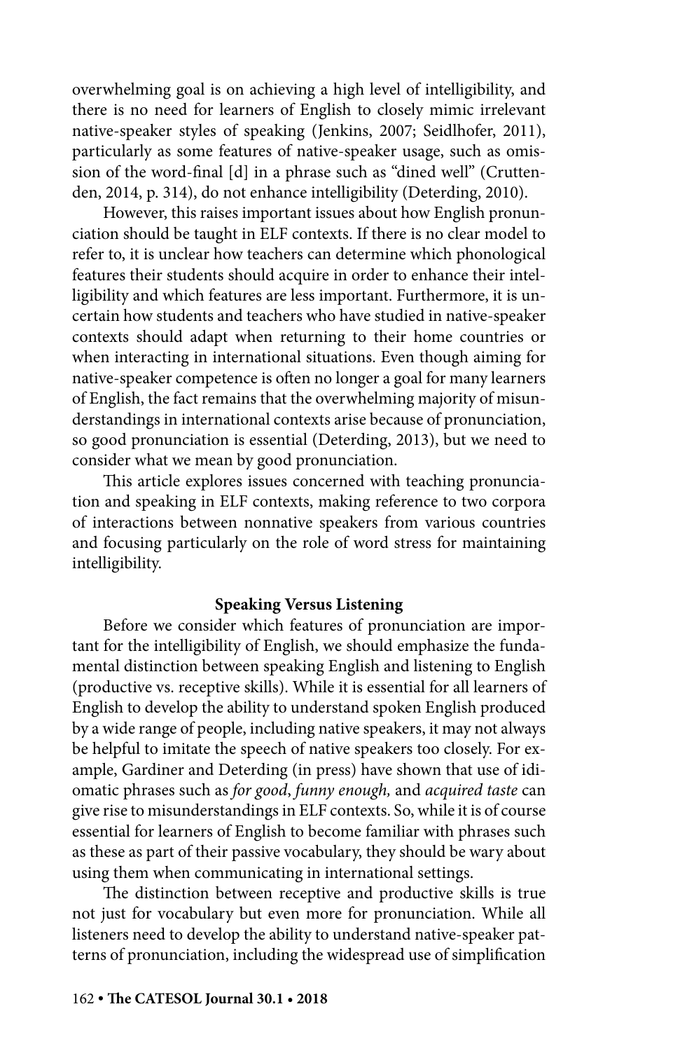overwhelming goal is on achieving a high level of intelligibility, and there is no need for learners of English to closely mimic irrelevant native-speaker styles of speaking (Jenkins, 2007; Seidlhofer, 2011), particularly as some features of native-speaker usage, such as omission of the word-final [d] in a phrase such as "dined well" (Cruttenden, 2014, p. 314), do not enhance intelligibility (Deterding, 2010).

However, this raises important issues about how English pronunciation should be taught in ELF contexts. If there is no clear model to refer to, it is unclear how teachers can determine which phonological features their students should acquire in order to enhance their intelligibility and which features are less important. Furthermore, it is uncertain how students and teachers who have studied in native-speaker contexts should adapt when returning to their home countries or when interacting in international situations. Even though aiming for native-speaker competence is often no longer a goal for many learners of English, the fact remains that the overwhelming majority of misunderstandings in international contexts arise because of pronunciation, so good pronunciation is essential (Deterding, 2013), but we need to consider what we mean by good pronunciation.

This article explores issues concerned with teaching pronunciation and speaking in ELF contexts, making reference to two corpora of interactions between nonnative speakers from various countries and focusing particularly on the role of word stress for maintaining intelligibility.

### Speaking Versus Listening

Before we consider which features of pronunciation are important for the intelligibility of English, we should emphasize the fundamental distinction between speaking English and listening to English (productive vs. receptive skills). While it is essential for all learners of English to develop the ability to understand spoken English produced by a wide range of people, including native speakers, it may not always be helpful to imitate the speech of native speakers too closely. For example, Gardiner and Deterding (in press) have shown that use of idiomatic phrases such as *for good*, *funny enough,* and *acquired taste* can give rise to misunderstandings in ELF contexts. So, while it is of course essential for learners of English to become familiar with phrases such as these as part of their passive vocabulary, they should be wary about using them when communicating in international settings.

The distinction between receptive and productive skills is true not just for vocabulary but even more for pronunciation. While all listeners need to develop the ability to understand native-speaker patterns of pronunciation, including the widespread use of simplification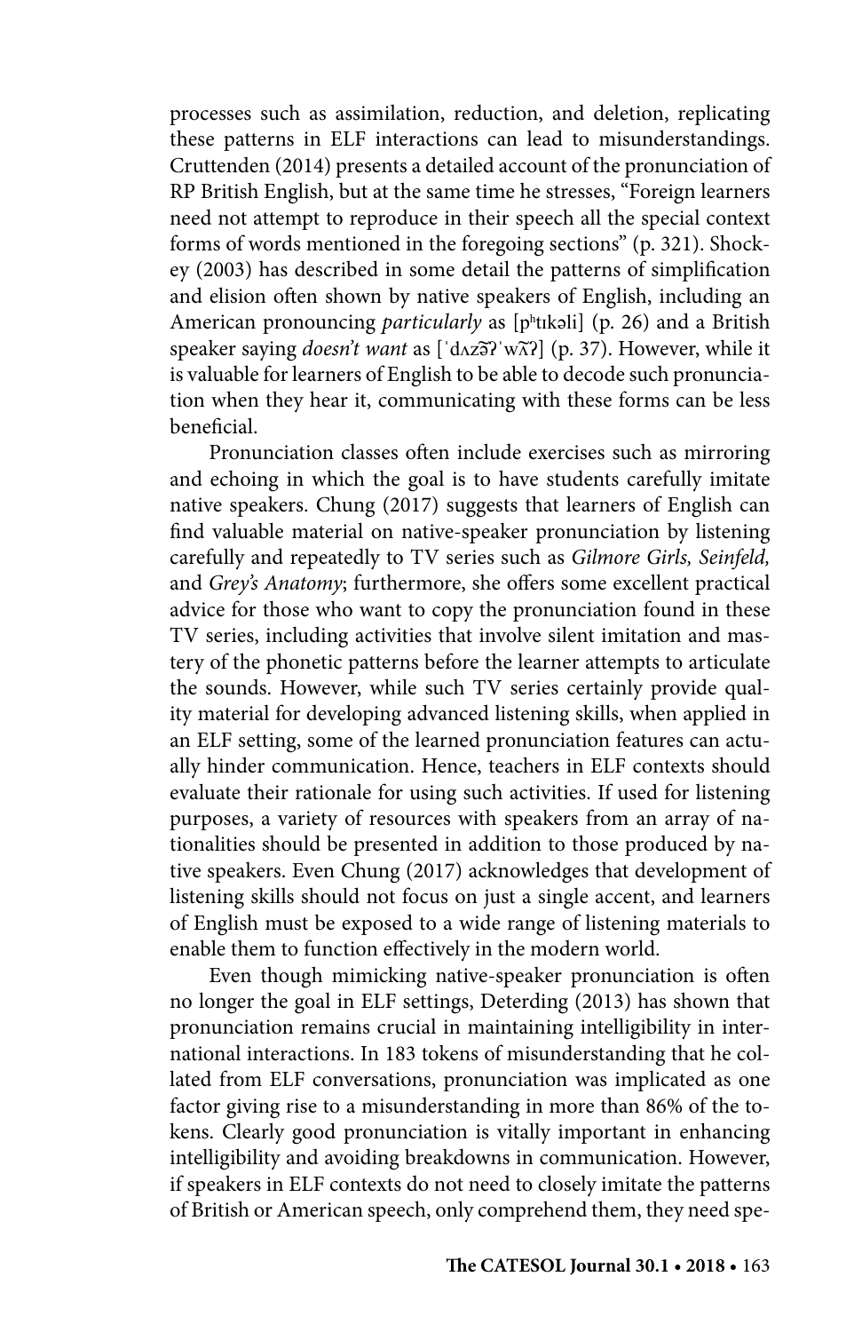processes such as assimilation, reduction, and deletion, replicating these patterns in ELF interactions can lead to misunderstandings. Cruttenden (2014) presents a detailed account of the pronunciation of RP British English, but at the same time he stresses, "Foreign learners need not attempt to reproduce in their speech all the special context forms of words mentioned in the foregoing sections" (p. 321). Shockey (2003) has described in some detail the patterns of simplification and elision often shown by native speakers of English, including an American pronouncing *particularly* as [pʰtɪkəli] (p. 26) and a British speaker saying *doesn't want* as [ˈdʌz͡əʔˈw͡ʌʔ] (p. 37). However, while it is valuable for learners of English to be able to decode such pronunciation when they hear it, communicating with these forms can be less beneficial.

Pronunciation classes often include exercises such as mirroring and echoing in which the goal is to have students carefully imitate native speakers. Chung (2017) suggests that learners of English can find valuable material on native-speaker pronunciation by listening carefully and repeatedly to TV series such as *Gilmore Girls, Seinfeld,* and *Grey's Anatomy*; furthermore, she offers some excellent practical advice for those who want to copy the pronunciation found in these TV series, including activities that involve silent imitation and mastery of the phonetic patterns before the learner attempts to articulate the sounds. However, while such TV series certainly provide quality material for developing advanced listening skills, when applied in an ELF setting, some of the learned pronunciation features can actually hinder communication. Hence, teachers in ELF contexts should evaluate their rationale for using such activities. If used for listening purposes, a variety of resources with speakers from an array of nationalities should be presented in addition to those produced by native speakers. Even Chung (2017) acknowledges that development of listening skills should not focus on just a single accent, and learners of English must be exposed to a wide range of listening materials to enable them to function effectively in the modern world.

Even though mimicking native-speaker pronunciation is often no longer the goal in ELF settings, Deterding (2013) has shown that pronunciation remains crucial in maintaining intelligibility in international interactions. In 183 tokens of misunderstanding that he collated from ELF conversations, pronunciation was implicated as one factor giving rise to a misunderstanding in more than 86% of the tokens. Clearly good pronunciation is vitally important in enhancing intelligibility and avoiding breakdowns in communication. However, if speakers in ELF contexts do not need to closely imitate the patterns of British or American speech, only comprehend them, they need spe-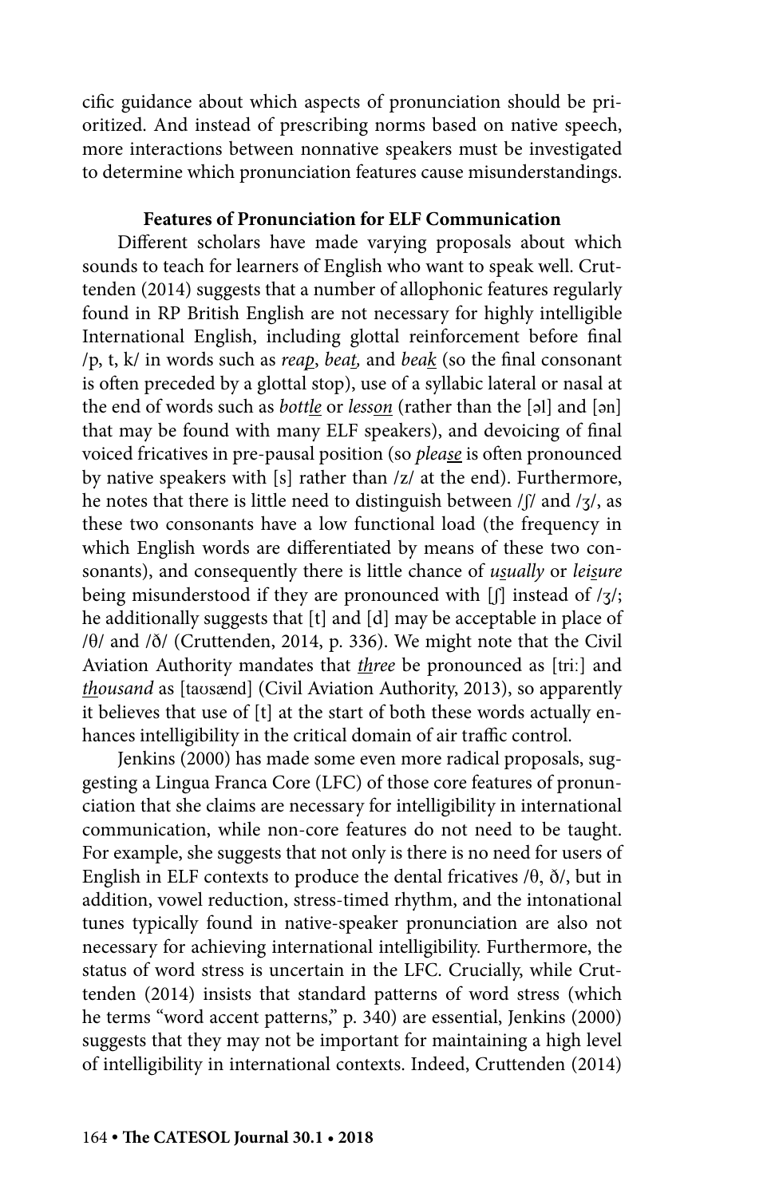cific guidance about which aspects of pronunciation should be prioritized. And instead of prescribing norms based on native speech, more interactions between nonnative speakers must be investigated to determine which pronunciation features cause misunderstandings.

## Features of Pronunciation for ELF Communication

Different scholars have made varying proposals about which sounds to teach for learners of English who want to speak well. Cruttenden (2014) suggests that a number of allophonic features regularly found in RP British English are not necessary for highly intelligible International English, including glottal reinforcement before final /p, t, k/ in words such as *reap*, *beat,* and *beak* (so the final consonant is often preceded by a glottal stop), use of a syllabic lateral or nasal at the end of words such as *bottle* or *lesson* (rather than the [əl] and [ən] that may be found with many ELF speakers), and devoicing of final voiced fricatives in pre-pausal position (so *please* is often pronounced by native speakers with [s] rather than /z/ at the end). Furthermore, he notes that there is little need to distinguish between /ʃ/ and /ʒ/, as these two consonants have a low functional load (the frequency in which English words are differentiated by means of these two consonants), and consequently there is little chance of *usually* or *leisure* being misunderstood if they are pronounced with [ʃ] instead of /ʒ/; he additionally suggests that [t] and [d] may be acceptable in place of /θ/ and /ð/ (Cruttenden, 2014, p. 336). We might note that the Civil Aviation Authority mandates that *three* be pronounced as [triː] and *thousand* as [taʊsænd] (Civil Aviation Authority, 2013), so apparently it believes that use of [t] at the start of both these words actually enhances intelligibility in the critical domain of air traffic control.

Jenkins (2000) has made some even more radical proposals, suggesting a Lingua Franca Core (LFC) of those core features of pronunciation that she claims are necessary for intelligibility in international communication, while non-core features do not need to be taught. For example, she suggests that not only is there is no need for users of English in ELF contexts to produce the dental fricatives /θ, ð/, but in addition, vowel reduction, stress-timed rhythm, and the intonational tunes typically found in native-speaker pronunciation are also not necessary for achieving international intelligibility. Furthermore, the status of word stress is uncertain in the LFC. Crucially, while Cruttenden (2014) insists that standard patterns of word stress (which he terms "word accent patterns," p. 340) are essential, Jenkins (2000) suggests that they may not be important for maintaining a high level of intelligibility in international contexts. Indeed, Cruttenden (2014)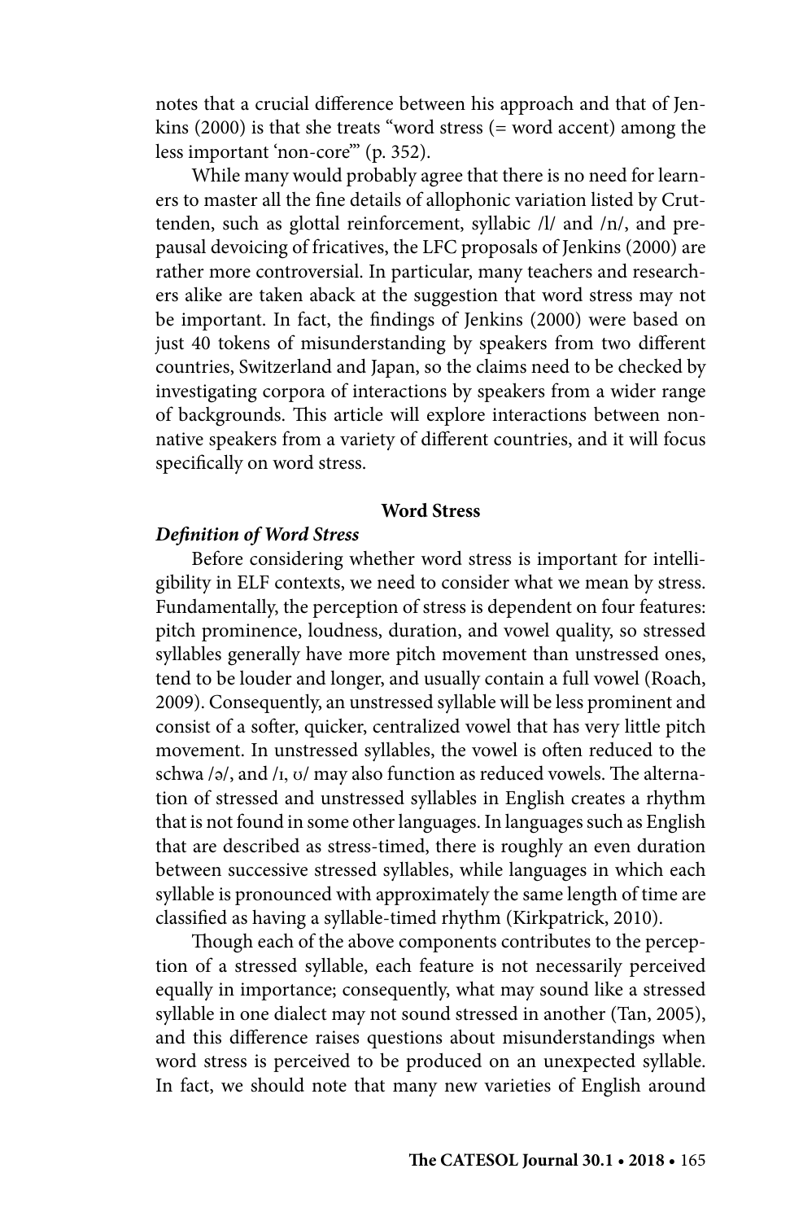notes that a crucial difference between his approach and that of Jenkins (2000) is that she treats "word stress (= word accent) among the less important 'non-core'" (p. 352).

While many would probably agree that there is no need for learners to master all the fine details of allophonic variation listed by Cruttenden, such as glottal reinforcement, syllabic /l/ and /n/, and prepausal devoicing of fricatives, the LFC proposals of Jenkins (2000) are rather more controversial. In particular, many teachers and researchers alike are taken aback at the suggestion that word stress may not be important. In fact, the findings of Jenkins (2000) were based on just 40 tokens of misunderstanding by speakers from two different countries, Switzerland and Japan, so the claims need to be checked by investigating corpora of interactions by speakers from a wider range of backgrounds. This article will explore interactions between nonnative speakers from a variety of different countries, and it will focus specifically on word stress.

## Word Stress

### *Definition of Word Stress*

Before considering whether word stress is important for intelligibility in ELF contexts, we need to consider what we mean by stress. Fundamentally, the perception of stress is dependent on four features: pitch prominence, loudness, duration, and vowel quality, so stressed syllables generally have more pitch movement than unstressed ones, tend to be louder and longer, and usually contain a full vowel (Roach, 2009). Consequently, an unstressed syllable will be less prominent and consist of a softer, quicker, centralized vowel that has very little pitch movement. In unstressed syllables, the vowel is often reduced to the schwa /ə/, and /ɪ, ʊ/ may also function as reduced vowels. The alternation of stressed and unstressed syllables in English creates a rhythm that is not found in some other languages. In languages such as English that are described as stress-timed, there is roughly an even duration between successive stressed syllables, while languages in which each syllable is pronounced with approximately the same length of time are classified as having a syllable-timed rhythm (Kirkpatrick, 2010).

Though each of the above components contributes to the perception of a stressed syllable, each feature is not necessarily perceived equally in importance; consequently, what may sound like a stressed syllable in one dialect may not sound stressed in another (Tan, 2005), and this difference raises questions about misunderstandings when word stress is perceived to be produced on an unexpected syllable. In fact, we should note that many new varieties of English around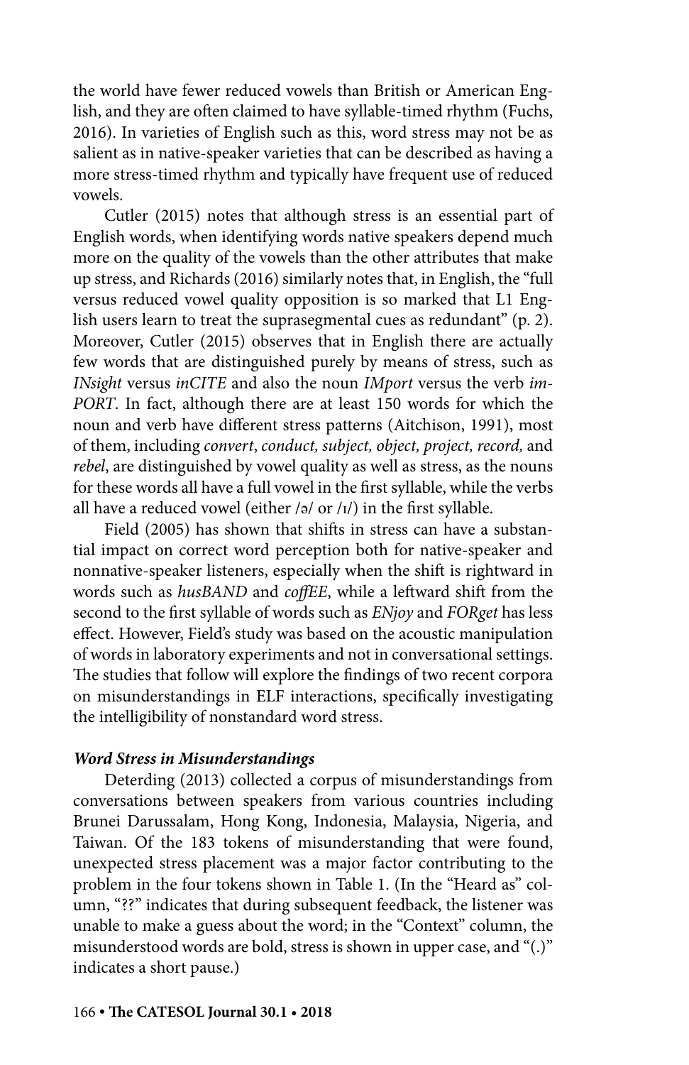the world have fewer reduced vowels than British or American English, and they are often claimed to have syllable-timed rhythm (Fuchs, 2016). In varieties of English such as this, word stress may not be as salient as in native-speaker varieties that can be described as having a more stress-timed rhythm and typically have frequent use of reduced vowels.

Cutler (2015) notes that although stress is an essential part of English words, when identifying words native speakers depend much more on the quality of the vowels than the other attributes that make up stress, and Richards (2016) similarly notes that, in English, the "full versus reduced vowel quality opposition is so marked that L1 English users learn to treat the suprasegmental cues as redundant" (p. 2). Moreover, Cutler (2015) observes that in English there are actually few words that are distinguished purely by means of stress, such as *INsight* versus *inCITE* and also the noun *IMport* versus the verb *imPORT*. In fact, although there are at least 150 words for which the noun and verb have different stress patterns (Aitchison, 1991), most of them, including *convert*, *conduct, subject, object, project, record,* and *rebel*, are distinguished by vowel quality as well as stress, as the nouns for these words all have a full vowel in the first syllable, while the verbs all have a reduced vowel (either /ə/ or /ɪ/) in the first syllable.

Field (2005) has shown that shifts in stress can have a substantial impact on correct word perception both for native-speaker and nonnative-speaker listeners, especially when the shift is rightward in words such as *husBAND* and *coffEE*, while a leftward shift from the second to the first syllable of words such as *ENjoy* and *FORget* has less effect. However, Field's study was based on the acoustic manipulation of words in laboratory experiments and not in conversational settings. The studies that follow will explore the findings of two recent corpora on misunderstandings in ELF interactions, specifically investigating the intelligibility of nonstandard word stress.

### *Word Stress in Misunderstandings*

Deterding (2013) collected a corpus of misunderstandings from conversations between speakers from various countries including Brunei Darussalam, Hong Kong, Indonesia, Malaysia, Nigeria, and Taiwan. Of the 183 tokens of misunderstanding that were found, unexpected stress placement was a major factor contributing to the problem in the four tokens shown in Table 1. (In the "Heard as" column, "??" indicates that during subsequent feedback, the listener was unable to make a guess about the word; in the "Context" column, the misunderstood words are bold, stress is shown in upper case, and "(.)" indicates a short pause.)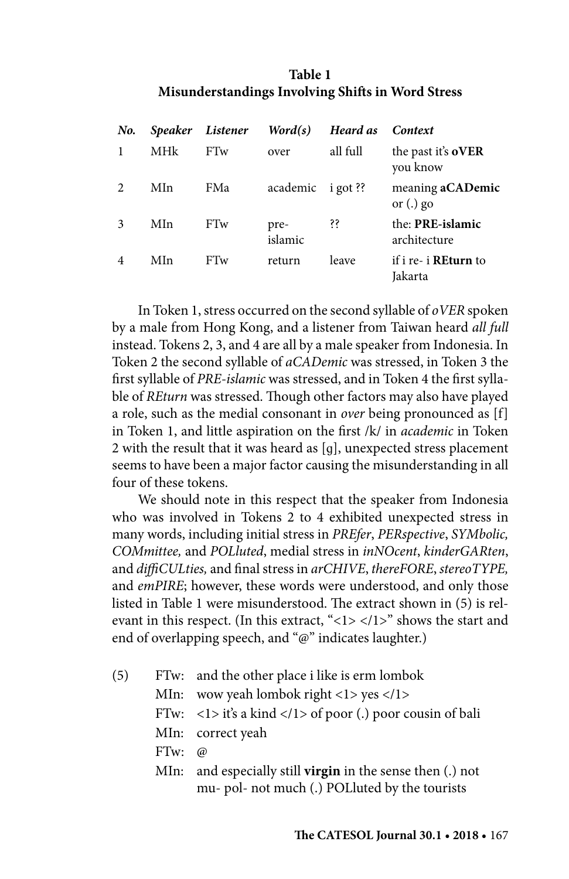**Table 1**
**Misunderstandings Involving Shifts in Word Stress**

| *No.* | *Speaker* | *Listener* | *Word(s)* | *Heard as* | *Context* |
|---|---|---|---|---|---|
| 1 | MHk | FTw | over | all full | the past it's **oVER** you know |
| 2 | MIn | FMa | academic | i got ?? | meaning **aCADemic** or (.) go |
| 3 | MIn | FTw | pre-islamic | ?? | the: **PRE-islamic** architecture |
| 4 | MIn | FTw | return | leave | if i re- i **REturn** to Jakarta |

In Token 1, stress occurred on the second syllable of *oVER* spoken by a male from Hong Kong, and a listener from Taiwan heard *all full* instead. Tokens 2, 3, and 4 are all by a male speaker from Indonesia. In Token 2 the second syllable of *aCADemic* was stressed, in Token 3 the first syllable of *PRE-islamic* was stressed, and in Token 4 the first syllable of *REturn* was stressed. Though other factors may also have played a role, such as the medial consonant in *over* being pronounced as [f] in Token 1, and little aspiration on the first /k/ in *academic* in Token 2 with the result that it was heard as [g], unexpected stress placement seems to have been a major factor causing the misunderstanding in all four of these tokens.

We should note in this respect that the speaker from Indonesia who was involved in Tokens 2 to 4 exhibited unexpected stress in many words, including initial stress in *PREfer*, *PERspective*, *SYMbolic, COMmittee,* and *POLluted*, medial stress in *inNOcent*, *kinderGARten*, and *diffiCULties,* and final stress in *arCHIVE*, *thereFORE*, *stereoTYPE,* and *emPIRE*; however, these words were understood, and only those listed in Table 1 were misunderstood. The extract shown in (5) is relevant in this respect. (In this extract, "<1> </1>" shows the start and end of overlapping speech, and "@" indicates laughter.)

(5)
FTw: and the other place i like is erm lombok
MIn: wow yeah lombok right <1> yes </1>
FTw: <1> it's a kind </1> of poor (.) poor cousin of bali
MIn: correct yeah
FTw: @
MIn: and especially still **virgin** in the sense then (.) not mu- pol- not much (.) POLluted by the tourists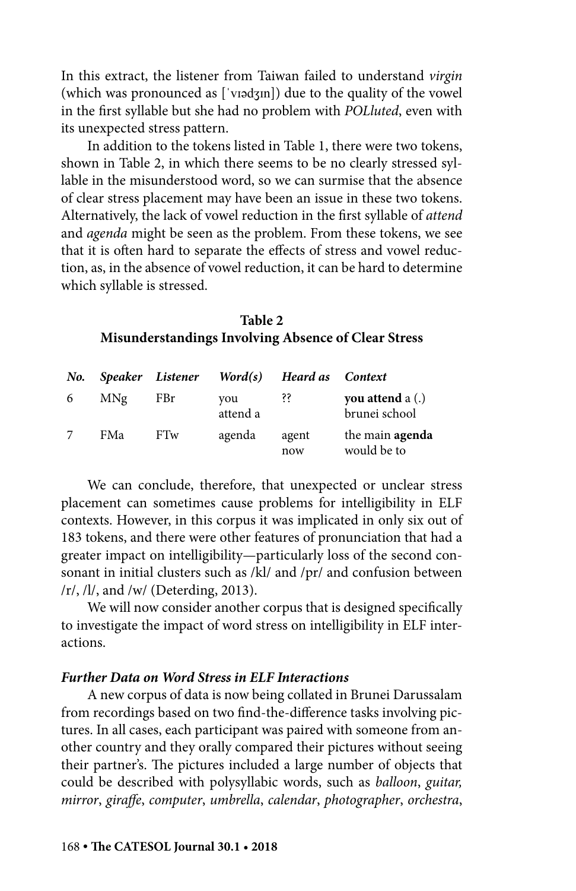In this extract, the listener from Taiwan failed to understand *virgin* (which was pronounced as [ˈvɪədʒɪn]) due to the quality of the vowel in the first syllable but she had no problem with *POLluted*, even with its unexpected stress pattern.

In addition to the tokens listed in Table 1, there were two tokens, shown in Table 2, in which there seems to be no clearly stressed syllable in the misunderstood word, so we can surmise that the absence of clear stress placement may have been an issue in these two tokens. Alternatively, the lack of vowel reduction in the first syllable of *attend* and *agenda* might be seen as the problem. From these tokens, we see that it is often hard to separate the effects of stress and vowel reduction, as, in the absence of vowel reduction, it can be hard to determine which syllable is stressed.

**Table 2**
**Misunderstandings Involving Absence of Clear Stress**

| *No.* | *Speaker* | *Listener* | *Word(s)* | *Heard as* | *Context* |
|---|---|---|---|---|---|
| 6 | MNg | FBr | you attend a | ?? | **you attend** a (.) brunei school |
| 7 | FMa | FTw | agenda | agent now | the main **agenda** would be to |

We can conclude, therefore, that unexpected or unclear stress placement can sometimes cause problems for intelligibility in ELF contexts. However, in this corpus it was implicated in only six out of 183 tokens, and there were other features of pronunciation that had a greater impact on intelligibility—particularly loss of the second consonant in initial clusters such as /kl/ and /pr/ and confusion between /r/, /l/, and /w/ (Deterding, 2013).

We will now consider another corpus that is designed specifically to investigate the impact of word stress on intelligibility in ELF interactions.

### *Further Data on Word Stress in ELF Interactions*

A new corpus of data is now being collated in Brunei Darussalam from recordings based on two find-the-difference tasks involving pictures. In all cases, each participant was paired with someone from another country and they orally compared their pictures without seeing their partner's. The pictures included a large number of objects that could be described with polysyllabic words, such as *balloon*, *guitar, mirror*, *giraffe*, *computer*, *umbrella*, *calendar*, *photographer*, *orchestra*,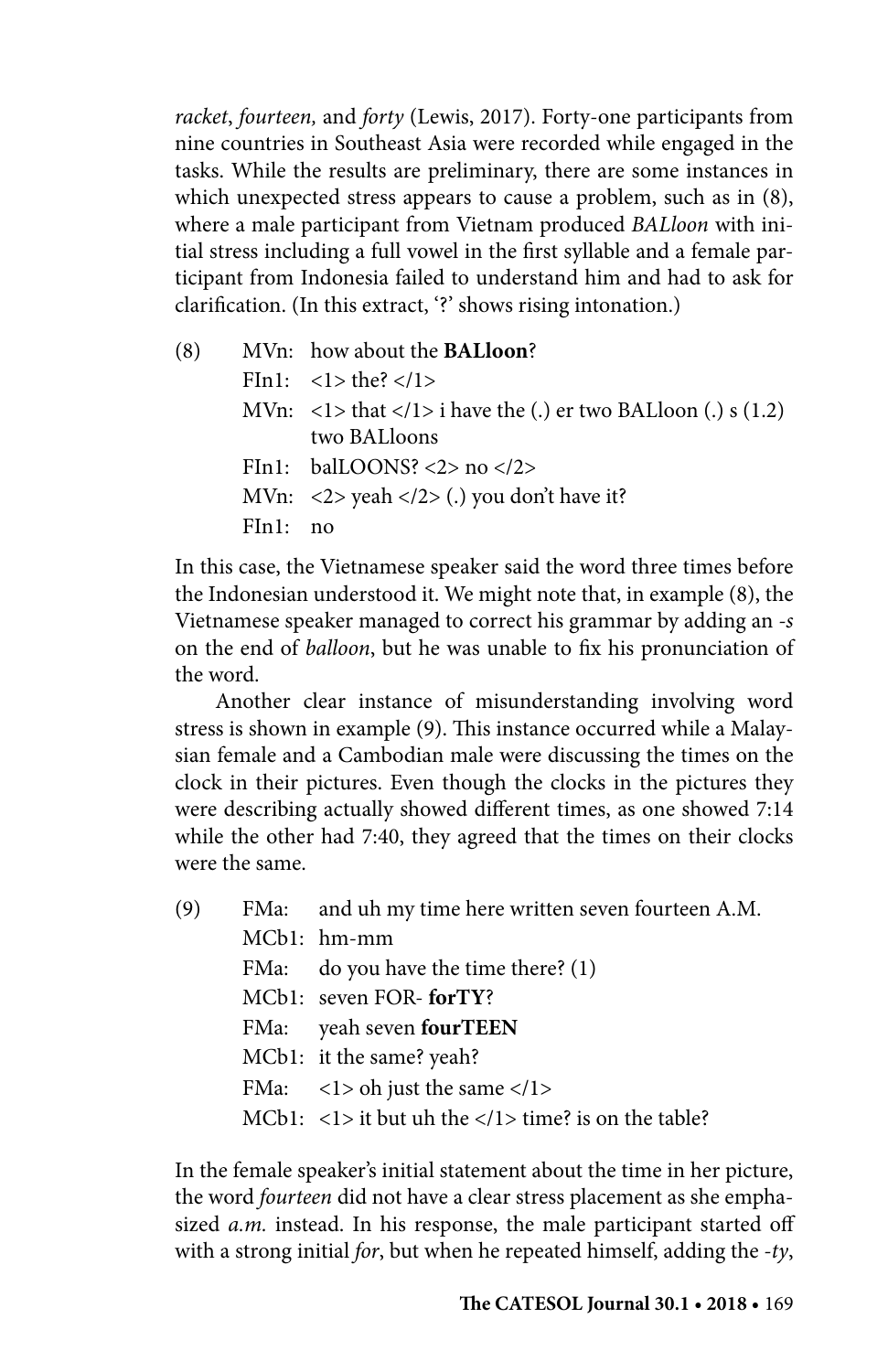*racket*, *fourteen,* and *forty* (Lewis, 2017). Forty-one participants from nine countries in Southeast Asia were recorded while engaged in the tasks. While the results are preliminary, there are some instances in which unexpected stress appears to cause a problem, such as in (8), where a male participant from Vietnam produced *BALloon* with initial stress including a full vowel in the first syllable and a female participant from Indonesia failed to understand him and had to ask for clarification. (In this extract, '?' shows rising intonation.)

(8)

| | |
|---|---|
| MVn: | how about the **BALloon**? |
| FIn1: | <1> the? </1> |
| MVn: | <1> that </1> i have the (.) er two BALloon (.) s (1.2) two BALloons |
| FIn1: | balLOONS? <2> no </2> |
| MVn: | <2> yeah </2> (.) you don't have it? |
| FIn1: | no |

In this case, the Vietnamese speaker said the word three times before the Indonesian understood it. We might note that, in example (8), the Vietnamese speaker managed to correct his grammar by adding an *-s* on the end of *balloon*, but he was unable to fix his pronunciation of the word.

Another clear instance of misunderstanding involving word stress is shown in example (9). This instance occurred while a Malaysian female and a Cambodian male were discussing the times on the clock in their pictures. Even though the clocks in the pictures they were describing actually showed different times, as one showed 7:14 while the other had 7:40, they agreed that the times on their clocks were the same.

(9)

| | |
|---|---|
| FMa: | and uh my time here written seven fourteen A.M. |
| MCb1: | hm-mm |
| FMa: | do you have the time there? (1) |
| MCb1: | seven FOR- **forTY**? |
| FMa: | yeah seven **fourTEEN** |
| MCb1: | it the same? yeah? |
| FMa: | <1> oh just the same </1> |
| MCb1: | <1> it but uh the </1> time? is on the table? |

In the female speaker's initial statement about the time in her picture, the word *fourteen* did not have a clear stress placement as she emphasized *a.m.* instead. In his response, the male participant started off with a strong initial *for*, but when he repeated himself, adding the *-ty*,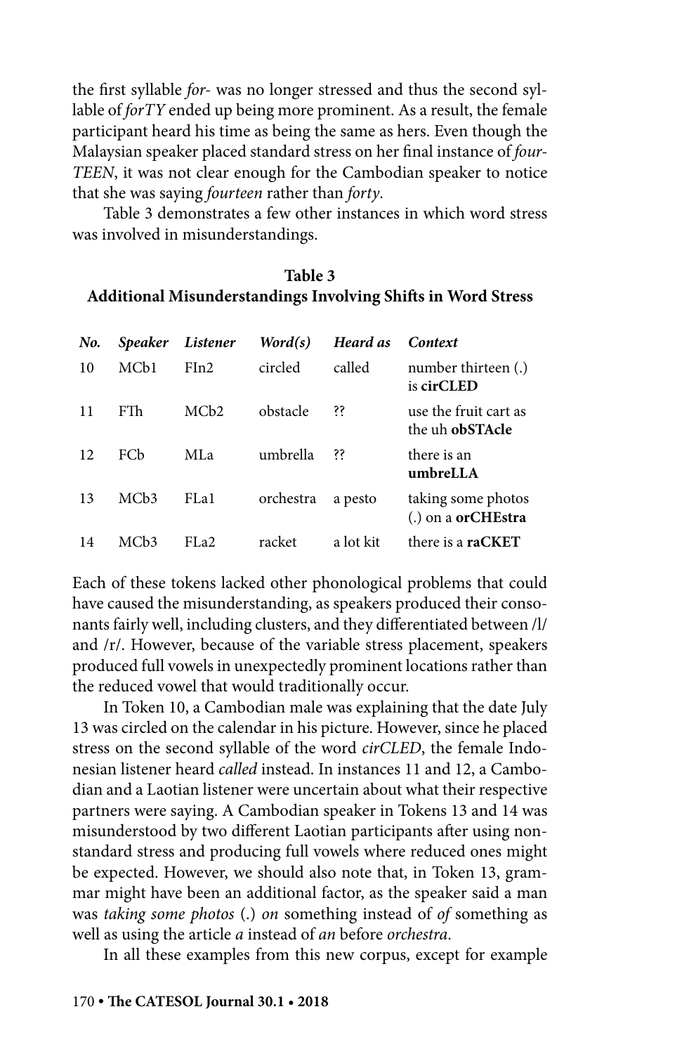the first syllable *for-* was no longer stressed and thus the second syllable of *forTY* ended up being more prominent. As a result, the female participant heard his time as being the same as hers. Even though the Malaysian speaker placed standard stress on her final instance of *fourTEEN*, it was not clear enough for the Cambodian speaker to notice that she was saying *fourteen* rather than *forty*.

Table 3 demonstrates a few other instances in which word stress was involved in misunderstandings.

**Table 3**
**Additional Misunderstandings Involving Shifts in Word Stress**

| *No.* | *Speaker* | *Listener* | *Word(s)* | *Heard as* | *Context* |
|---|---|---|---|---|---|
| 10 | MCb1 | FIn2 | circled | called | number thirteen (.) is **cirCLED** |
| 11 | FTh | MCb2 | obstacle | ?? | use the fruit cart as the uh **obSTAcle** |
| 12 | FCb | MLa | umbrella | ?? | there is an **umbreLLA** |
| 13 | MCb3 | FLa1 | orchestra | a pesto | taking some photos (.) on a **orCHEstra** |
| 14 | MCb3 | FLa2 | racket | a lot kit | there is a **raCKET** |

Each of these tokens lacked other phonological problems that could have caused the misunderstanding, as speakers produced their consonants fairly well, including clusters, and they differentiated between /l/ and /r/. However, because of the variable stress placement, speakers produced full vowels in unexpectedly prominent locations rather than the reduced vowel that would traditionally occur.

In Token 10, a Cambodian male was explaining that the date July 13 was circled on the calendar in his picture. However, since he placed stress on the second syllable of the word *cirCLED*, the female Indonesian listener heard *called* instead. In instances 11 and 12, a Cambodian and a Laotian listener were uncertain about what their respective partners were saying. A Cambodian speaker in Tokens 13 and 14 was misunderstood by two different Laotian participants after using nonstandard stress and producing full vowels where reduced ones might be expected. However, we should also note that, in Token 13, grammar might have been an additional factor, as the speaker said a man was *taking some photos* (.) *on* something instead of *of* something as well as using the article *a* instead of *an* before *orchestra*.

In all these examples from this new corpus, except for example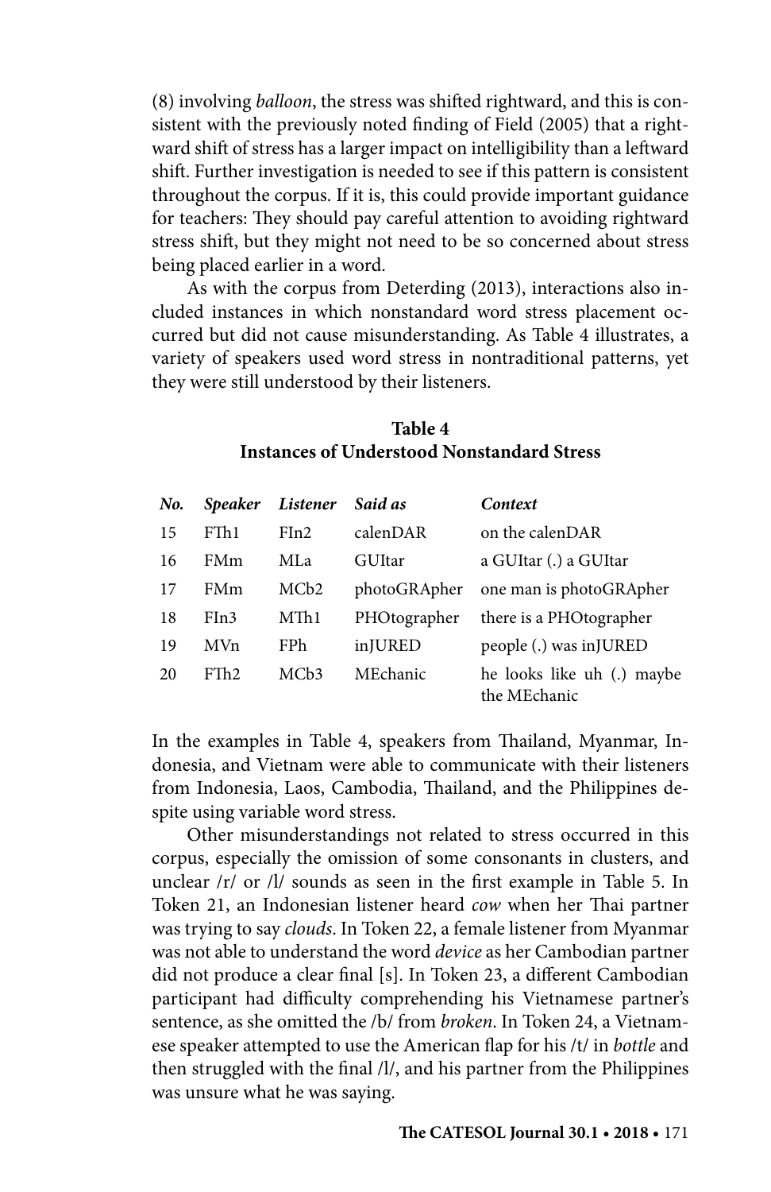(8) involving *balloon*, the stress was shifted rightward, and this is consistent with the previously noted finding of Field (2005) that a rightward shift of stress has a larger impact on intelligibility than a leftward shift. Further investigation is needed to see if this pattern is consistent throughout the corpus. If it is, this could provide important guidance for teachers: They should pay careful attention to avoiding rightward stress shift, but they might not need to be so concerned about stress being placed earlier in a word.

As with the corpus from Deterding (2013), interactions also included instances in which nonstandard word stress placement occurred but did not cause misunderstanding. As Table 4 illustrates, a variety of speakers used word stress in nontraditional patterns, yet they were still understood by their listeners.

**Table 4**
**Instances of Understood Nonstandard Stress**

| ***No.*** | ***Speaker*** | ***Listener*** | ***Said as*** | ***Context*** |
|---|---|---|---|---|
| 15 | FTh1 | FIn2 | calenDAR | on the calenDAR |
| 16 | FMm | MLa | GUItar | a GUItar (.) a GUItar |
| 17 | FMm | MCb2 | photoGRApher | one man is photoGRApher |
| 18 | FIn3 | MTh1 | PHOtographer | there is a PHOtographer |
| 19 | MVn | FPh | inJURED | people (.) was inJURED |
| 20 | FTh2 | MCb3 | MEchanic | he looks like uh (.) maybe the MEchanic |

In the examples in Table 4, speakers from Thailand, Myanmar, Indonesia, and Vietnam were able to communicate with their listeners from Indonesia, Laos, Cambodia, Thailand, and the Philippines despite using variable word stress.

Other misunderstandings not related to stress occurred in this corpus, especially the omission of some consonants in clusters, and unclear /r/ or /l/ sounds as seen in the first example in Table 5. In Token 21, an Indonesian listener heard *cow* when her Thai partner was trying to say *clouds*. In Token 22, a female listener from Myanmar was not able to understand the word *device* as her Cambodian partner did not produce a clear final [s]. In Token 23, a different Cambodian participant had difficulty comprehending his Vietnamese partner's sentence, as she omitted the /b/ from *broken*. In Token 24, a Vietnamese speaker attempted to use the American flap for his /t/ in *bottle* and then struggled with the final /l/, and his partner from the Philippines was unsure what he was saying.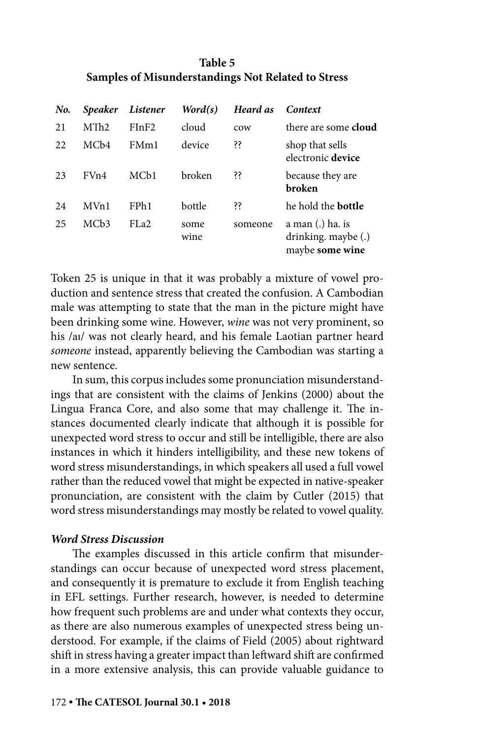**Table 5**
**Samples of Misunderstandings Not Related to Stress**

| *No.* | *Speaker* | *Listener* | *Word(s)* | *Heard as* | *Context* |
|---|---|---|---|---|---|
| 21 | MTh2 | FInF2 | cloud | cow | there are some **cloud** |
| 22 | MCb4 | FMm1 | device | ?? | shop that sells electronic **device** |
| 23 | FVn4 | MCb1 | broken | ?? | because they are **broken** |
| 24 | MVn1 | FPh1 | bottle | ?? | he hold the **bottle** |
| 25 | MCb3 | FLa2 | some wine | someone | a man (.) ha. is drinking. maybe (.) maybe **some wine** |

Token 25 is unique in that it was probably a mixture of vowel production and sentence stress that created the confusion. A Cambodian male was attempting to state that the man in the picture might have been drinking some wine. However, *wine* was not very prominent, so his /aɪ/ was not clearly heard, and his female Laotian partner heard *someone* instead, apparently believing the Cambodian was starting a new sentence.

In sum, this corpus includes some pronunciation misunderstandings that are consistent with the claims of Jenkins (2000) about the Lingua Franca Core, and also some that may challenge it. The instances documented clearly indicate that although it is possible for unexpected word stress to occur and still be intelligible, there are also instances in which it hinders intelligibility, and these new tokens of word stress misunderstandings, in which speakers all used a full vowel rather than the reduced vowel that might be expected in native-speaker pronunciation, are consistent with the claim by Cutler (2015) that word stress misunderstandings may mostly be related to vowel quality.

### *Word Stress Discussion*

The examples discussed in this article confirm that misunderstandings can occur because of unexpected word stress placement, and consequently it is premature to exclude it from English teaching in EFL settings. Further research, however, is needed to determine how frequent such problems are and under what contexts they occur, as there are also numerous examples of unexpected stress being understood. For example, if the claims of Field (2005) about rightward shift in stress having a greater impact than leftward shift are confirmed in a more extensive analysis, this can provide valuable guidance to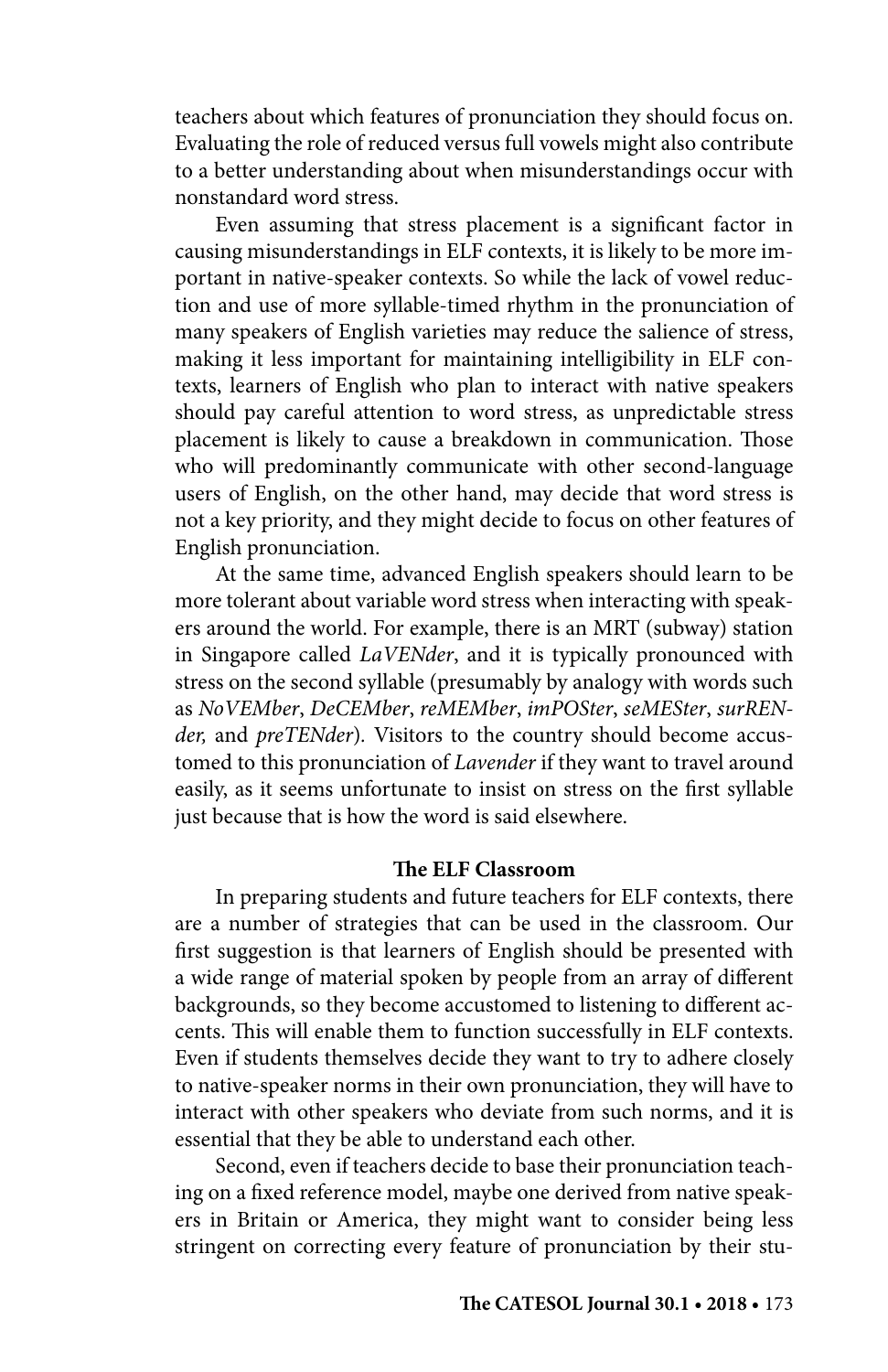teachers about which features of pronunciation they should focus on. Evaluating the role of reduced versus full vowels might also contribute to a better understanding about when misunderstandings occur with nonstandard word stress.

Even assuming that stress placement is a significant factor in causing misunderstandings in ELF contexts, it is likely to be more important in native-speaker contexts. So while the lack of vowel reduction and use of more syllable-timed rhythm in the pronunciation of many speakers of English varieties may reduce the salience of stress, making it less important for maintaining intelligibility in ELF contexts, learners of English who plan to interact with native speakers should pay careful attention to word stress, as unpredictable stress placement is likely to cause a breakdown in communication. Those who will predominantly communicate with other second-language users of English, on the other hand, may decide that word stress is not a key priority, and they might decide to focus on other features of English pronunciation.

At the same time, advanced English speakers should learn to be more tolerant about variable word stress when interacting with speakers around the world. For example, there is an MRT (subway) station in Singapore called *LaVENder*, and it is typically pronounced with stress on the second syllable (presumably by analogy with words such as *NoVEMber*, *DeCEMber*, *reMEMber*, *imPOSter*, *seMESter*, *surRENder,* and *preTENder*). Visitors to the country should become accustomed to this pronunciation of *Lavender* if they want to travel around easily, as it seems unfortunate to insist on stress on the first syllable just because that is how the word is said elsewhere.

### The ELF Classroom

In preparing students and future teachers for ELF contexts, there are a number of strategies that can be used in the classroom. Our first suggestion is that learners of English should be presented with a wide range of material spoken by people from an array of different backgrounds, so they become accustomed to listening to different accents. This will enable them to function successfully in ELF contexts. Even if students themselves decide they want to try to adhere closely to native-speaker norms in their own pronunciation, they will have to interact with other speakers who deviate from such norms, and it is essential that they be able to understand each other.

Second, even if teachers decide to base their pronunciation teaching on a fixed reference model, maybe one derived from native speakers in Britain or America, they might want to consider being less stringent on correcting every feature of pronunciation by their stu-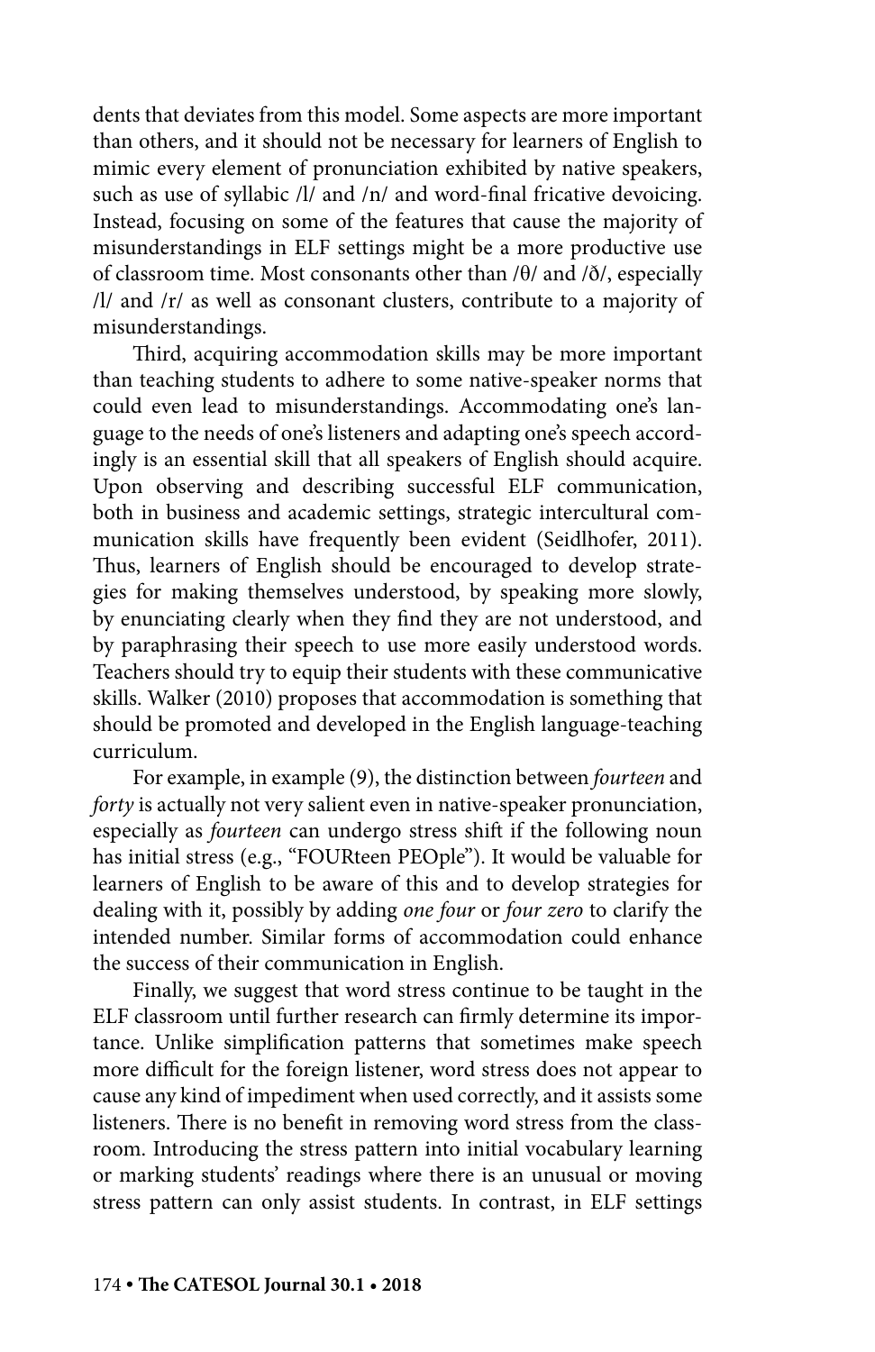dents that deviates from this model. Some aspects are more important than others, and it should not be necessary for learners of English to mimic every element of pronunciation exhibited by native speakers, such as use of syllabic /l/ and /n/ and word-final fricative devoicing. Instead, focusing on some of the features that cause the majority of misunderstandings in ELF settings might be a more productive use of classroom time. Most consonants other than /θ/ and /ð/, especially /l/ and /r/ as well as consonant clusters, contribute to a majority of misunderstandings.

Third, acquiring accommodation skills may be more important than teaching students to adhere to some native-speaker norms that could even lead to misunderstandings. Accommodating one's language to the needs of one's listeners and adapting one's speech accordingly is an essential skill that all speakers of English should acquire. Upon observing and describing successful ELF communication, both in business and academic settings, strategic intercultural communication skills have frequently been evident (Seidlhofer, 2011). Thus, learners of English should be encouraged to develop strategies for making themselves understood, by speaking more slowly, by enunciating clearly when they find they are not understood, and by paraphrasing their speech to use more easily understood words. Teachers should try to equip their students with these communicative skills. Walker (2010) proposes that accommodation is something that should be promoted and developed in the English language-teaching curriculum.

For example, in example (9), the distinction between *fourteen* and *forty* is actually not very salient even in native-speaker pronunciation, especially as *fourteen* can undergo stress shift if the following noun has initial stress (e.g., "FOURteen PEOple"). It would be valuable for learners of English to be aware of this and to develop strategies for dealing with it, possibly by adding *one four* or *four zero* to clarify the intended number. Similar forms of accommodation could enhance the success of their communication in English.

Finally, we suggest that word stress continue to be taught in the ELF classroom until further research can firmly determine its importance. Unlike simplification patterns that sometimes make speech more difficult for the foreign listener, word stress does not appear to cause any kind of impediment when used correctly, and it assists some listeners. There is no benefit in removing word stress from the classroom. Introducing the stress pattern into initial vocabulary learning or marking students' readings where there is an unusual or moving stress pattern can only assist students. In contrast, in ELF settings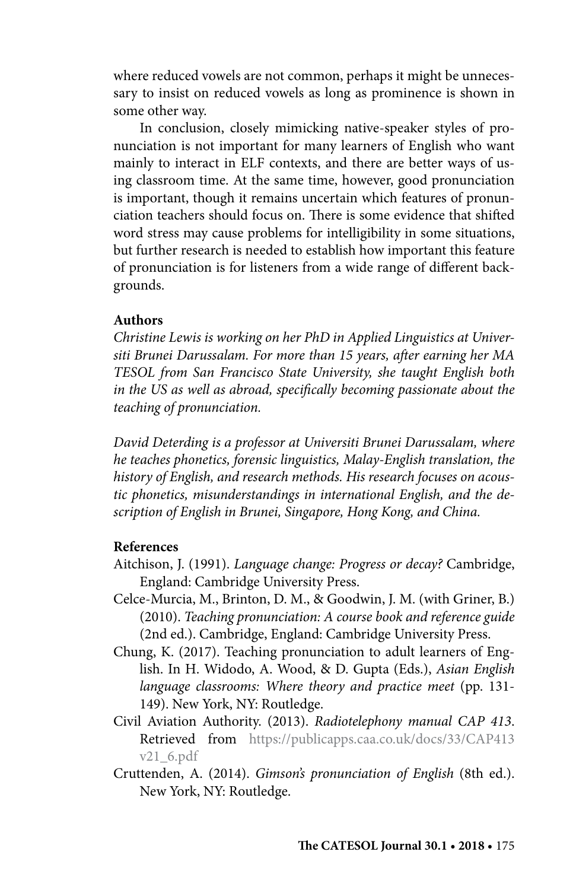where reduced vowels are not common, perhaps it might be unnecessary to insist on reduced vowels as long as prominence is shown in some other way.

In conclusion, closely mimicking native-speaker styles of pronunciation is not important for many learners of English who want mainly to interact in ELF contexts, and there are better ways of using classroom time. At the same time, however, good pronunciation is important, though it remains uncertain which features of pronunciation teachers should focus on. There is some evidence that shifted word stress may cause problems for intelligibility in some situations, but further research is needed to establish how important this feature of pronunciation is for listeners from a wide range of different backgrounds.

**Authors**

*Christine Lewis is working on her PhD in Applied Linguistics at Universiti Brunei Darussalam. For more than 15 years, after earning her MA TESOL from San Francisco State University, she taught English both in the US as well as abroad, specifically becoming passionate about the teaching of pronunciation.*

*David Deterding is a professor at Universiti Brunei Darussalam, where he teaches phonetics, forensic linguistics, Malay-English translation, the history of English, and research methods. His research focuses on acoustic phonetics, misunderstandings in international English, and the description of English in Brunei, Singapore, Hong Kong, and China.*

**References**

Aitchison, J. (1991). *Language change: Progress or decay?* Cambridge, England: Cambridge University Press.

Celce-Murcia, M., Brinton, D. M., & Goodwin, J. M. (with Griner, B.) (2010). *Teaching pronunciation: A course book and reference guide* (2nd ed.). Cambridge, England: Cambridge University Press.

Chung, K. (2017). Teaching pronunciation to adult learners of English. In H. Widodo, A. Wood, & D. Gupta (Eds.), *Asian English language classrooms: Where theory and practice meet* (pp. 131-149). New York, NY: Routledge.

Civil Aviation Authority. (2013). *Radiotelephony manual CAP 413*. Retrieved from https://publicapps.caa.co.uk/docs/33/CAP413v21_6.pdf

Cruttenden, A. (2014). *Gimson's pronunciation of English* (8th ed.). New York, NY: Routledge.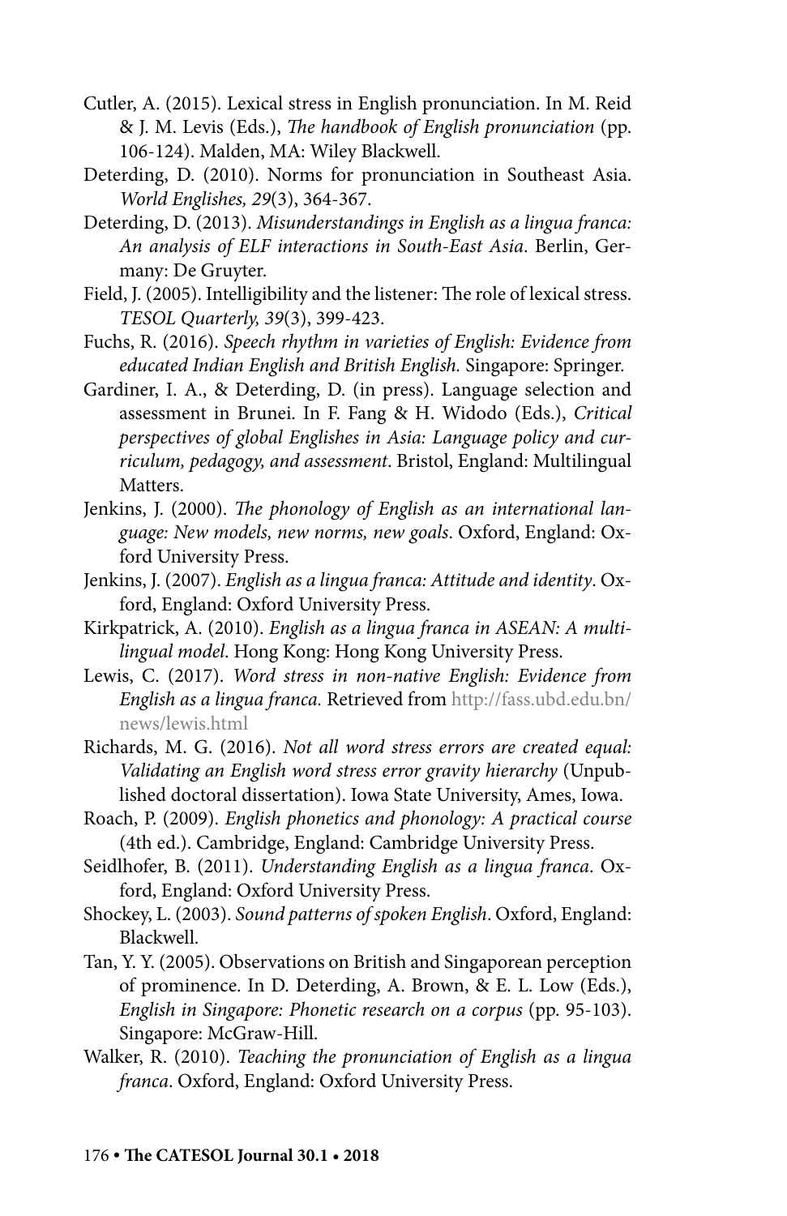Cutler, A. (2015). Lexical stress in English pronunciation. In M. Reid & J. M. Levis (Eds.), *The handbook of English pronunciation* (pp. 106-124). Malden, MA: Wiley Blackwell.

Deterding, D. (2010). Norms for pronunciation in Southeast Asia. *World Englishes, 29*(3), 364-367.

Deterding, D. (2013). *Misunderstandings in English as a lingua franca: An analysis of ELF interactions in South-East Asia*. Berlin, Germany: De Gruyter.

Field, J. (2005). Intelligibility and the listener: The role of lexical stress. *TESOL Quarterly, 39*(3), 399-423.

Fuchs, R. (2016). *Speech rhythm in varieties of English: Evidence from educated Indian English and British English.* Singapore: Springer.

Gardiner, I. A., & Deterding, D. (in press). Language selection and assessment in Brunei. In F. Fang & H. Widodo (Eds.), *Critical perspectives of global Englishes in Asia: Language policy and curriculum, pedagogy, and assessment*. Bristol, England: Multilingual Matters.

Jenkins, J. (2000). *The phonology of English as an international language: New models, new norms, new goals*. Oxford, England: Oxford University Press.

Jenkins, J. (2007). *English as a lingua franca: Attitude and identity*. Oxford, England: Oxford University Press.

Kirkpatrick, A. (2010). *English as a lingua franca in ASEAN: A multilingual model.* Hong Kong: Hong Kong University Press.

Lewis, C. (2017). *Word stress in non-native English: Evidence from English as a lingua franca.* Retrieved from http://fass.ubd.edu.bn/news/lewis.html

Richards, M. G. (2016). *Not all word stress errors are created equal: Validating an English word stress error gravity hierarchy* (Unpublished doctoral dissertation). Iowa State University, Ames, Iowa.

Roach, P. (2009). *English phonetics and phonology: A practical course* (4th ed.). Cambridge, England: Cambridge University Press.

Seidlhofer, B. (2011). *Understanding English as a lingua franca*. Oxford, England: Oxford University Press.

Shockey, L. (2003). *Sound patterns of spoken English*. Oxford, England: Blackwell.

Tan, Y. Y. (2005). Observations on British and Singaporean perception of prominence. In D. Deterding, A. Brown, & E. L. Low (Eds.), *English in Singapore: Phonetic research on a corpus* (pp. 95-103). Singapore: McGraw-Hill.

Walker, R. (2010). *Teaching the pronunciation of English as a lingua franca*. Oxford, England: Oxford University Press.